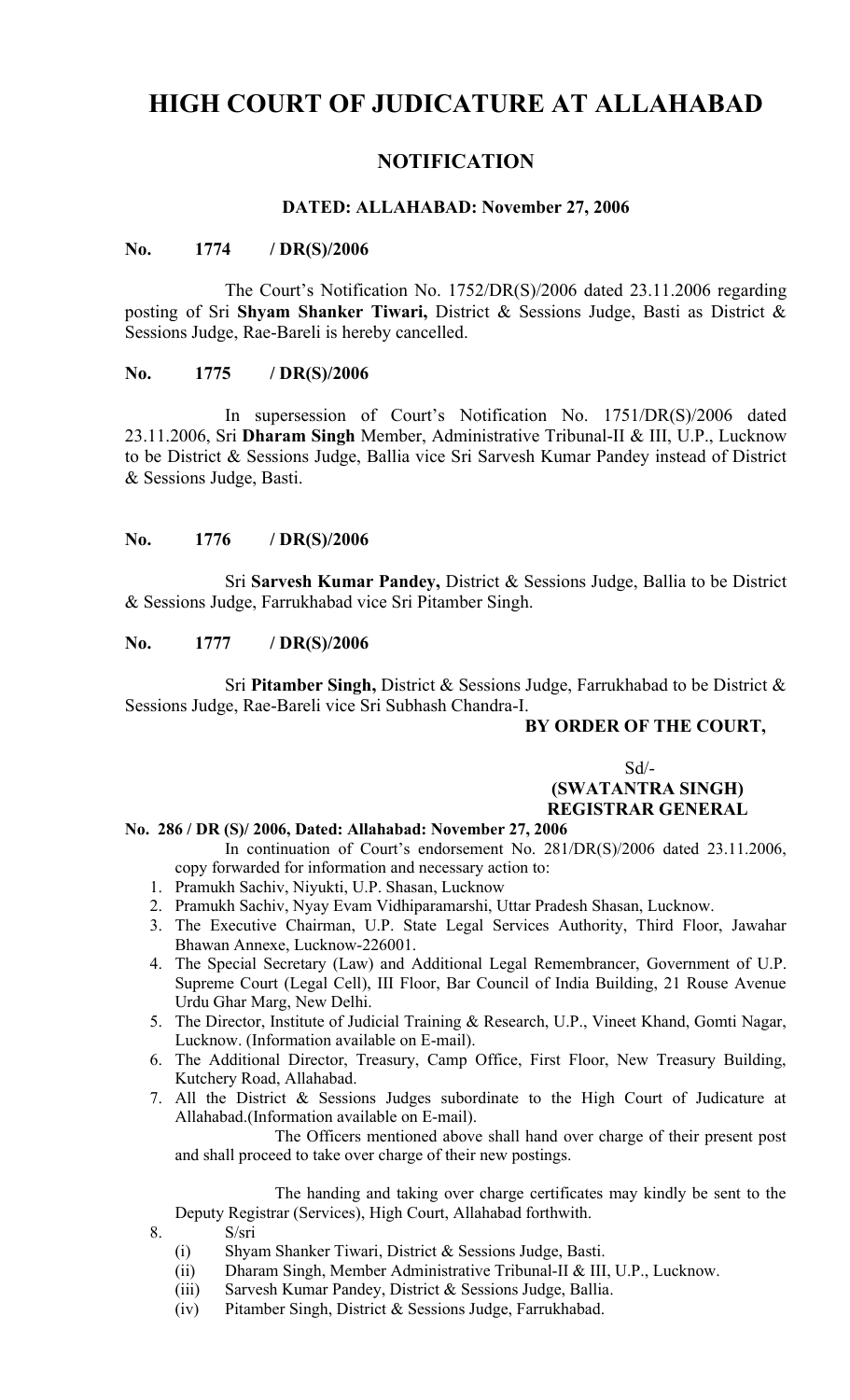# HIGH COURT OF JUDICATURE AT ALLAHABAD

## NOTIFICATION

**DATED: ALLAHABAD: November 27, 2006**

**No. 1774 / DR(S)/2006**

The Court's Notification No. 1752/DR(S)/2006 dated 23.11.2006 regarding posting of Sri **Shyam Shanker Tiwari,** District & Sessions Judge, Basti as District & Sessions Judge, Rae-Bareli is hereby cancelled.

**No. 1775 / DR(S)/2006**

In supersession of Court's Notification No. 1751/DR(S)/2006 dated 23.11.2006, Sri **Dharam Singh** Member, Administrative Tribunal-II & III, U.P., Lucknow to be District & Sessions Judge, Ballia vice Sri Sarvesh Kumar Pandey instead of District & Sessions Judge, Basti.

**No. 1776 / DR(S)/2006**

Sri **Sarvesh Kumar Pandey,** District & Sessions Judge, Ballia to be District & Sessions Judge, Farrukhabad vice Sri Pitamber Singh.

**No. 1777 / DR(S)/2006**

Sri **Pitamber Singh,** District & Sessions Judge, Farrukhabad to be District & Sessions Judge, Rae-Bareli vice Sri Subhash Chandra-I.

**BY ORDER OF THE COURT,**

Sd/-
**(SWATANTRA SINGH)**
**REGISTRAR GENERAL**

**No. 286 / DR (S)/ 2006, Dated: Allahabad: November 27, 2006**

In continuation of Court's endorsement No. 281/DR(S)/2006 dated 23.11.2006, copy forwarded for information and necessary action to:

1. Pramukh Sachiv, Niyukti, U.P. Shasan, Lucknow
2. Pramukh Sachiv, Nyay Evam Vidhiparamarshi, Uttar Pradesh Shasan, Lucknow.
3. The Executive Chairman, U.P. State Legal Services Authority, Third Floor, Jawahar Bhawan Annexe, Lucknow-226001.
4. The Special Secretary (Law) and Additional Legal Remembrancer, Government of U.P. Supreme Court (Legal Cell), III Floor, Bar Council of India Building, 21 Rouse Avenue Urdu Ghar Marg, New Delhi.
5. The Director, Institute of Judicial Training & Research, U.P., Vineet Khand, Gomti Nagar, Lucknow. (Information available on E-mail).
6. The Additional Director, Treasury, Camp Office, First Floor, New Treasury Building, Kutchery Road, Allahabad.
7. All the District & Sessions Judges subordinate to the High Court of Judicature at Allahabad.(Information available on E-mail).

   The Officers mentioned above shall hand over charge of their present post and shall proceed to take over charge of their new postings.

   The handing and taking over charge certificates may kindly be sent to the Deputy Registrar (Services), High Court, Allahabad forthwith.

8. S/sri
   (i) Shyam Shanker Tiwari, District & Sessions Judge, Basti.
   (ii) Dharam Singh, Member Administrative Tribunal-II & III, U.P., Lucknow.
   (iii) Sarvesh Kumar Pandey, District & Sessions Judge, Ballia.
   (iv) Pitamber Singh, District & Sessions Judge, Farrukhabad.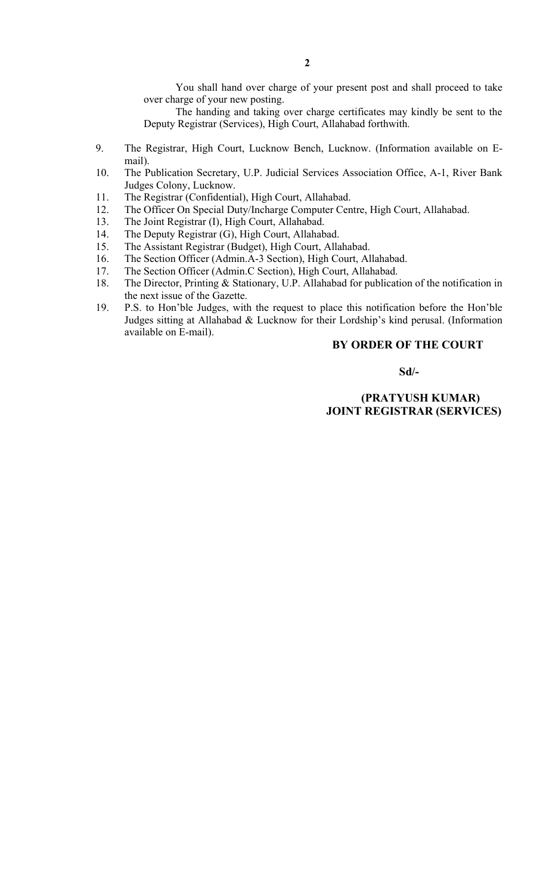You shall hand over charge of your present post and shall proceed to take over charge of your new posting.

The handing and taking over charge certificates may kindly be sent to the Deputy Registrar (Services), High Court, Allahabad forthwith.

9. The Registrar, High Court, Lucknow Bench, Lucknow. (Information available on E-mail).
10. The Publication Secretary, U.P. Judicial Services Association Office, A-1, River Bank Judges Colony, Lucknow.
11. The Registrar (Confidential), High Court, Allahabad.
12. The Officer On Special Duty/Incharge Computer Centre, High Court, Allahabad.
13. The Joint Registrar (I), High Court, Allahabad.
14. The Deputy Registrar (G), High Court, Allahabad.
15. The Assistant Registrar (Budget), High Court, Allahabad.
16. The Section Officer (Admin.A-3 Section), High Court, Allahabad.
17. The Section Officer (Admin.C Section), High Court, Allahabad.
18. The Director, Printing & Stationary, U.P. Allahabad for publication of the notification in the next issue of the Gazette.
19. P.S. to Hon'ble Judges, with the request to place this notification before the Hon'ble Judges sitting at Allahabad & Lucknow for their Lordship's kind perusal. (Information available on E-mail).

**BY ORDER OF THE COURT**

**Sd/-**

**(PRATYUSH KUMAR)**
**JOINT REGISTRAR (SERVICES)**